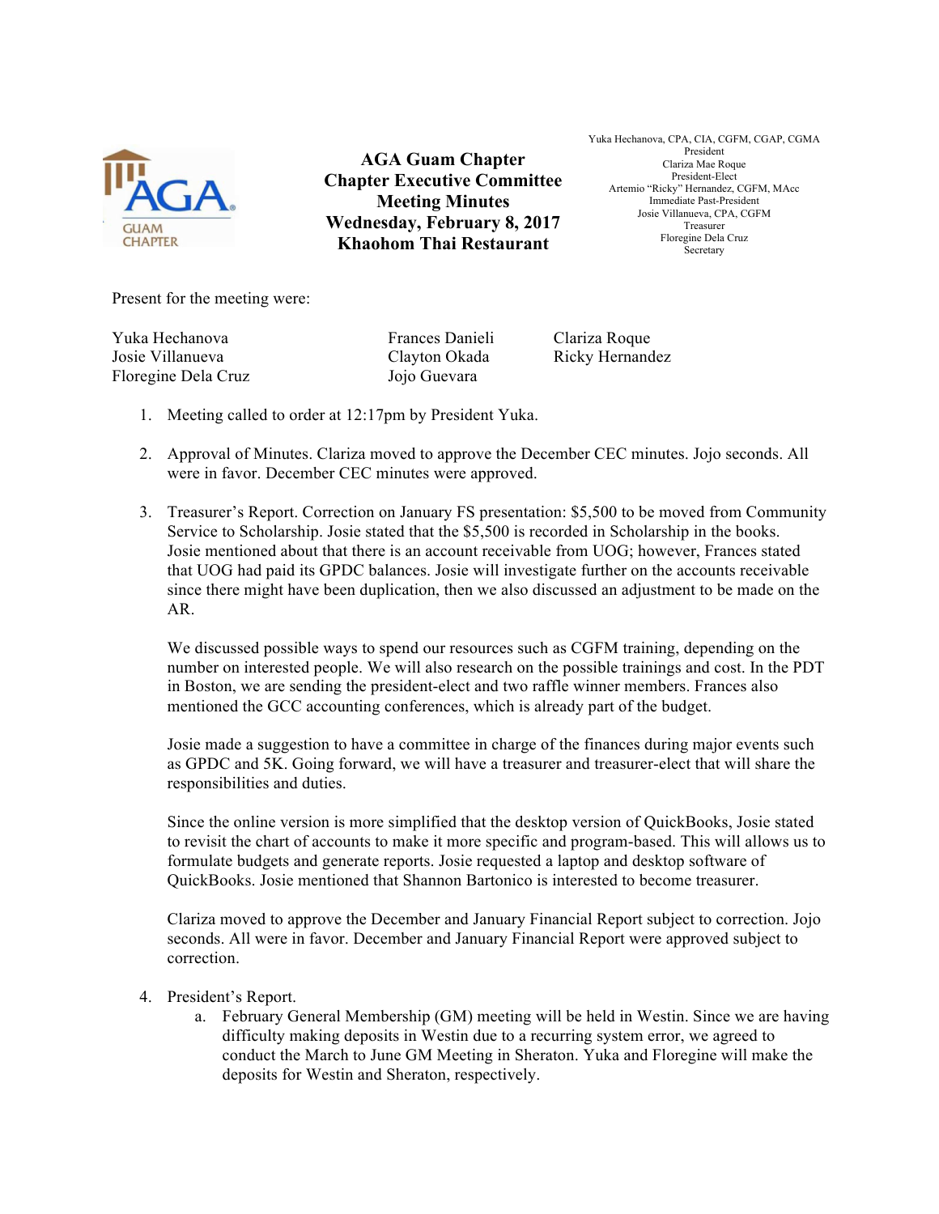AGA GUAM CHAPTER

# AGA Guam Chapter
## Chapter Executive Committee Meeting Minutes
## Wednesday, February 8, 2017
## Khaohom Thai Restaurant

Yuka Hechanova, CPA, CIA, CGFM, CGAP, CGMA
President
Clariza Mae Roque
President-Elect
Artemio "Ricky" Hernandez, CGFM, MAcc
Immediate Past-President
Josie Villanueva, CPA, CGFM
Treasurer
Floregine Dela Cruz
Secretary

Present for the meeting were:

| | | |
|---|---|---|
| Yuka Hechanova | Frances Danieli | Clariza Roque |
| Josie Villanueva | Clayton Okada | Ricky Hernandez |
| Floregine Dela Cruz | Jojo Guevara | |

1. Meeting called to order at 12:17pm by President Yuka.

2. Approval of Minutes. Clariza moved to approve the December CEC minutes. Jojo seconds. All were in favor. December CEC minutes were approved.

3. Treasurer's Report. Correction on January FS presentation: $5,500 to be moved from Community Service to Scholarship. Josie stated that the $5,500 is recorded in Scholarship in the books. Josie mentioned about that there is an account receivable from UOG; however, Frances stated that UOG had paid its GPDC balances. Josie will investigate further on the accounts receivable since there might have been duplication, then we also discussed an adjustment to be made on the AR.

   We discussed possible ways to spend our resources such as CGFM training, depending on the number on interested people. We will also research on the possible trainings and cost. In the PDT in Boston, we are sending the president-elect and two raffle winner members. Frances also mentioned the GCC accounting conferences, which is already part of the budget.

   Josie made a suggestion to have a committee in charge of the finances during major events such as GPDC and 5K. Going forward, we will have a treasurer and treasurer-elect that will share the responsibilities and duties.

   Since the online version is more simplified that the desktop version of QuickBooks, Josie stated to revisit the chart of accounts to make it more specific and program-based. This will allows us to formulate budgets and generate reports. Josie requested a laptop and desktop software of QuickBooks. Josie mentioned that Shannon Bartonico is interested to become treasurer.

   Clariza moved to approve the December and January Financial Report subject to correction. Jojo seconds. All were in favor. December and January Financial Report were approved subject to correction.

4. President's Report.
   a. February General Membership (GM) meeting will be held in Westin. Since we are having difficulty making deposits in Westin due to a recurring system error, we agreed to conduct the March to June GM Meeting in Sheraton. Yuka and Floregine will make the deposits for Westin and Sheraton, respectively.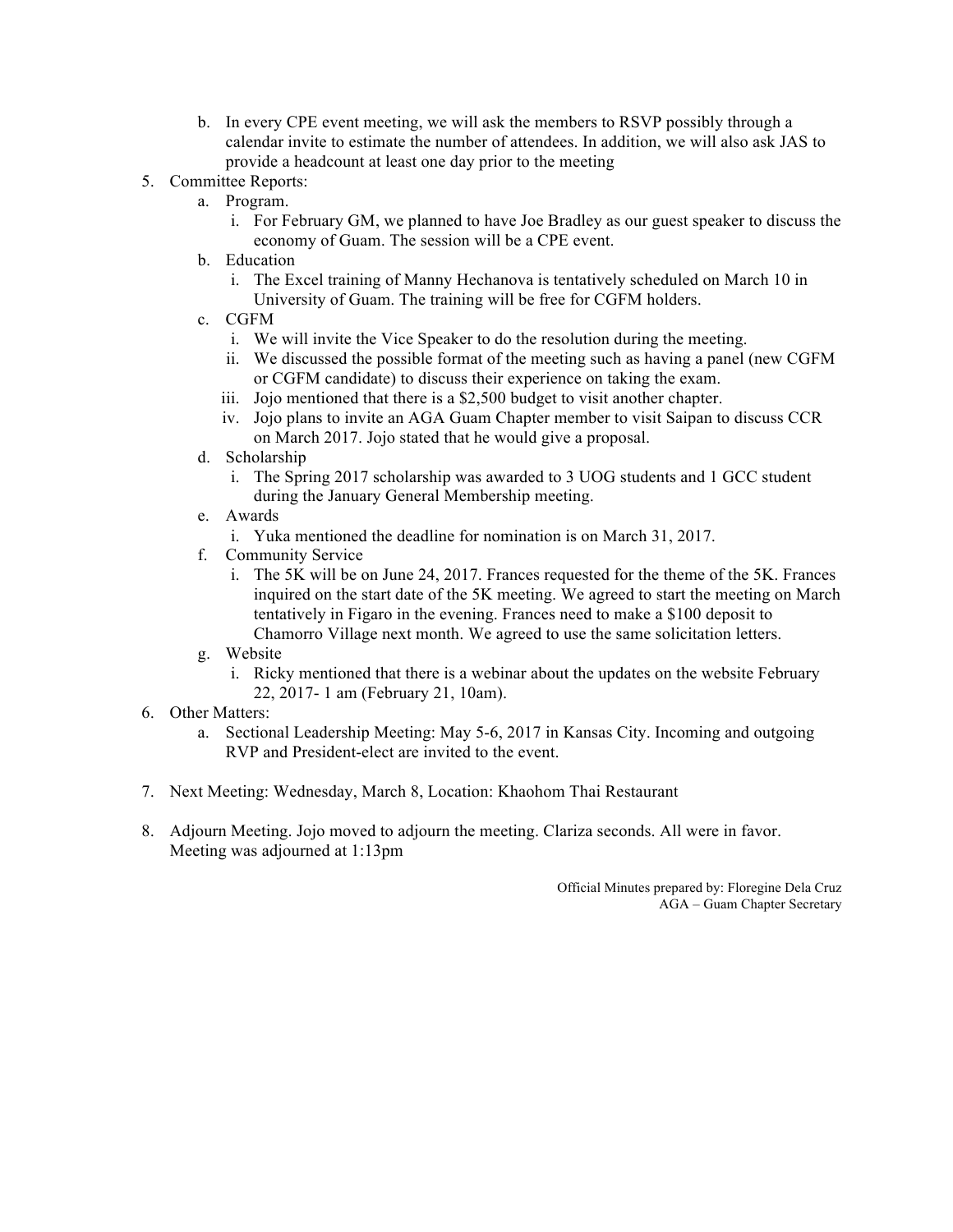b. In every CPE event meeting, we will ask the members to RSVP possibly through a calendar invite to estimate the number of attendees. In addition, we will also ask JAS to provide a headcount at least one day prior to the meeting

5. Committee Reports:
   a. Program.
      i. For February GM, we planned to have Joe Bradley as our guest speaker to discuss the economy of Guam. The session will be a CPE event.
   b. Education
      i. The Excel training of Manny Hechanova is tentatively scheduled on March 10 in University of Guam. The training will be free for CGFM holders.
   c. CGFM
      i. We will invite the Vice Speaker to do the resolution during the meeting.
      ii. We discussed the possible format of the meeting such as having a panel (new CGFM or CGFM candidate) to discuss their experience on taking the exam.
      iii. Jojo mentioned that there is a $2,500 budget to visit another chapter.
      iv. Jojo plans to invite an AGA Guam Chapter member to visit Saipan to discuss CCR on March 2017. Jojo stated that he would give a proposal.
   d. Scholarship
      i. The Spring 2017 scholarship was awarded to 3 UOG students and 1 GCC student during the January General Membership meeting.
   e. Awards
      i. Yuka mentioned the deadline for nomination is on March 31, 2017.
   f. Community Service
      i. The 5K will be on June 24, 2017. Frances requested for the theme of the 5K. Frances inquired on the start date of the 5K meeting. We agreed to start the meeting on March tentatively in Figaro in the evening. Frances need to make a $100 deposit to Chamorro Village next month. We agreed to use the same solicitation letters.
   g. Website
      i. Ricky mentioned that there is a webinar about the updates on the website February 22, 2017- 1 am (February 21, 10am).

6. Other Matters:
   a. Sectional Leadership Meeting: May 5-6, 2017 in Kansas City. Incoming and outgoing RVP and President-elect are invited to the event.

7. Next Meeting: Wednesday, March 8, Location: Khaohom Thai Restaurant

8. Adjourn Meeting. Jojo moved to adjourn the meeting. Clariza seconds. All were in favor. Meeting was adjourned at 1:13pm

Official Minutes prepared by: Floregine Dela Cruz
AGA – Guam Chapter Secretary